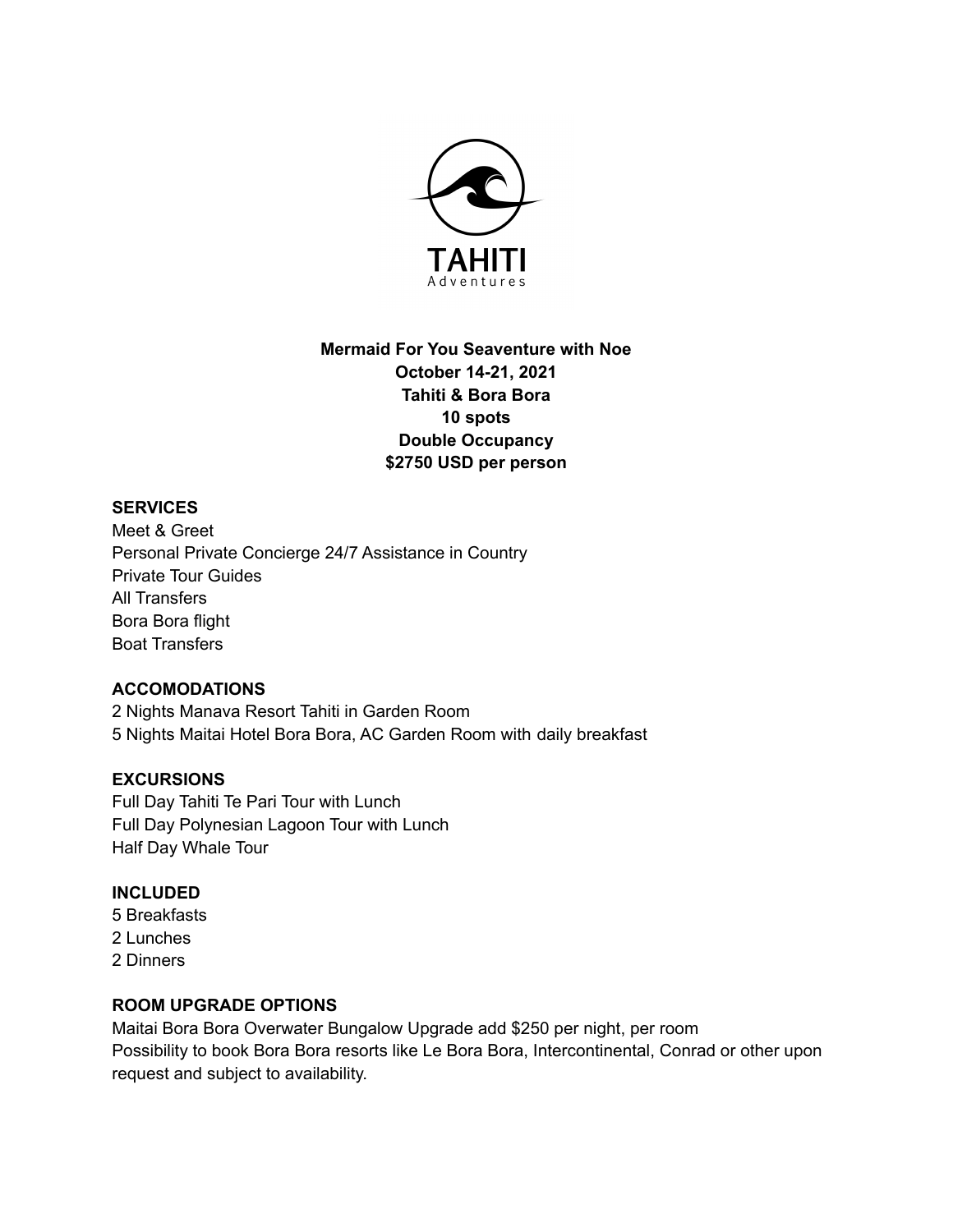TAHITI

Adventures

**Mermaid For You Seaventure with Noe**
**October 14-21, 2021**
**Tahiti & Bora Bora**
**10 spots**
**Double Occupancy**
**$2750 USD per person**

## SERVICES

Meet & Greet
Personal Private Concierge 24/7 Assistance in Country
Private Tour Guides
All Transfers
Bora Bora flight
Boat Transfers

## ACCOMODATIONS

2 Nights Manava Resort Tahiti in Garden Room
5 Nights Maitai Hotel Bora Bora, AC Garden Room with daily breakfast

## EXCURSIONS

Full Day Tahiti Te Pari Tour with Lunch
Full Day Polynesian Lagoon Tour with Lunch
Half Day Whale Tour

## INCLUDED

5 Breakfasts
2 Lunches
2 Dinners

## ROOM UPGRADE OPTIONS

Maitai Bora Bora Overwater Bungalow Upgrade add $250 per night, per room
Possibility to book Bora Bora resorts like Le Bora Bora, Intercontinental, Conrad or other upon request and subject to availability.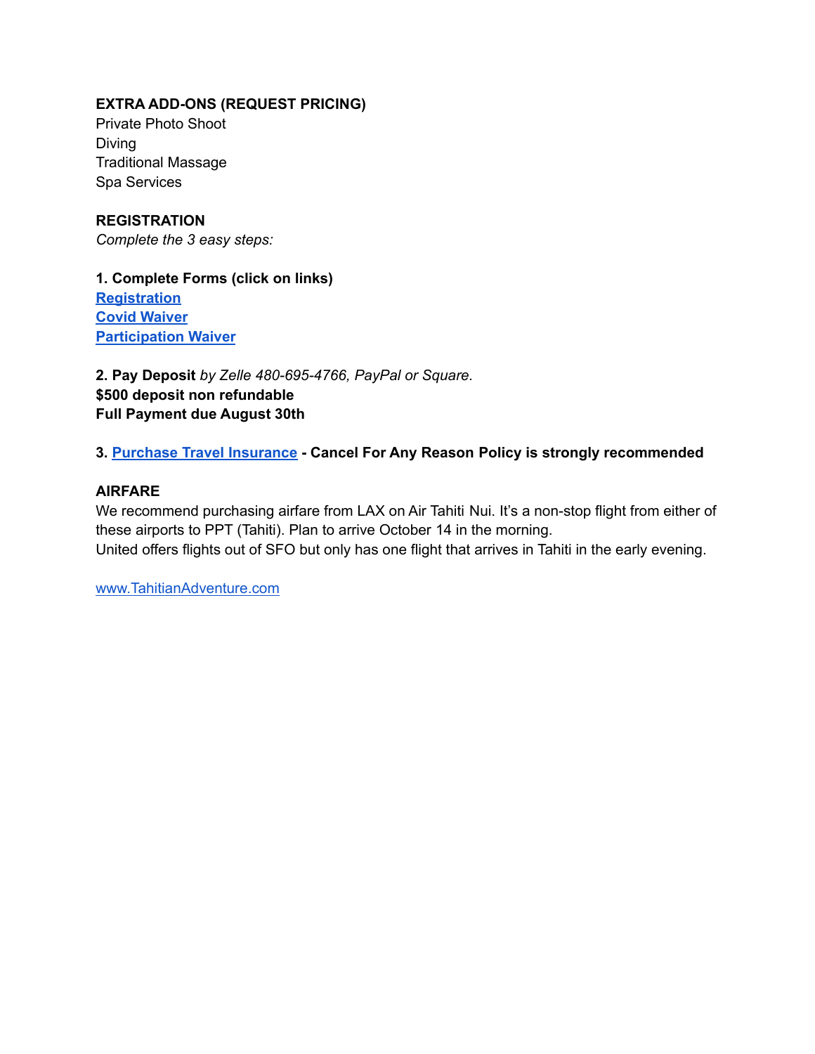**EXTRA ADD-ONS (REQUEST PRICING)**
Private Photo Shoot
Diving
Traditional Massage
Spa Services

**REGISTRATION**
*Complete the 3 easy steps:*

**1. Complete Forms (click on links)**
**Registration**
**Covid Waiver**
**Participation Waiver**

**2. Pay Deposit** *by Zelle 480-695-4766, PayPal or Square.*
**$500 deposit non refundable**
**Full Payment due August 30th**

**3. Purchase Travel Insurance - Cancel For Any Reason Policy is strongly recommended**

**AIRFARE**
We recommend purchasing airfare from LAX on Air Tahiti Nui. It's a non-stop flight from either of these airports to PPT (Tahiti). Plan to arrive October 14 in the morning.
United offers flights out of SFO but only has one flight that arrives in Tahiti in the early evening.

www.TahitianAdventure.com